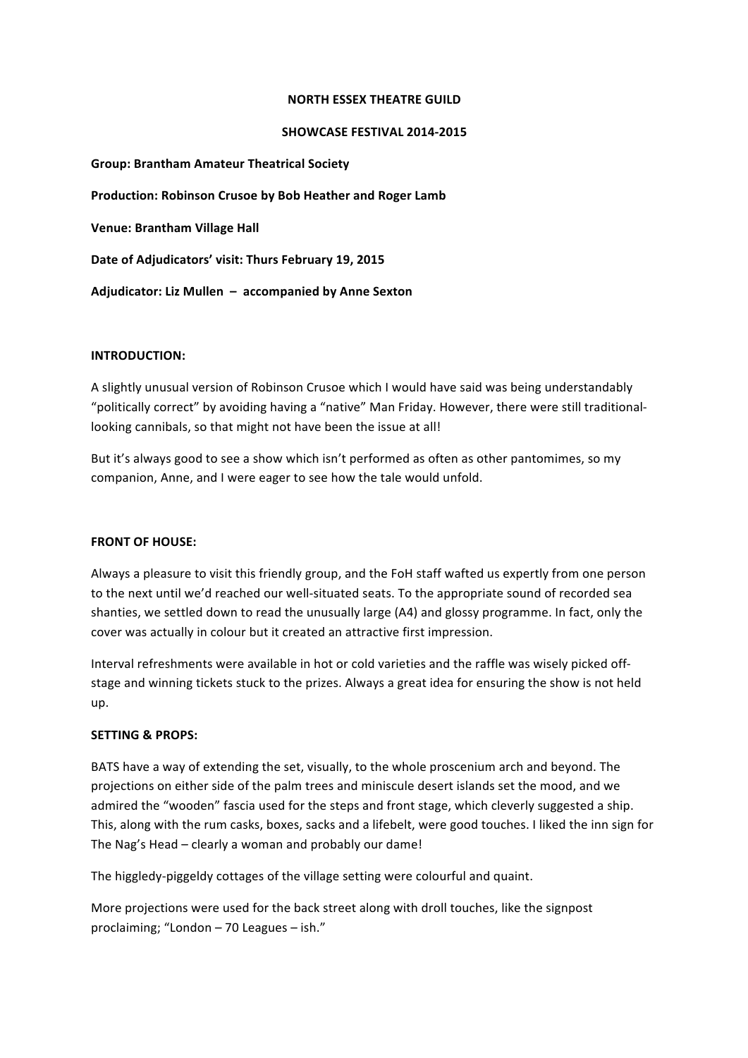**NORTH ESSEX THEATRE GUILD**

**SHOWCASE FESTIVAL 2014-2015**

**Group: Brantham Amateur Theatrical Society**

**Production: Robinson Crusoe by Bob Heather and Roger Lamb**

**Venue: Brantham Village Hall**

**Date of Adjudicators' visit: Thurs February 19, 2015**

**Adjudicator: Liz Mullen – accompanied by Anne Sexton**

**INTRODUCTION:**

A slightly unusual version of Robinson Crusoe which I would have said was being understandably "politically correct" by avoiding having a "native" Man Friday. However, there were still traditional-looking cannibals, so that might not have been the issue at all!

But it's always good to see a show which isn't performed as often as other pantomimes, so my companion, Anne, and I were eager to see how the tale would unfold.

**FRONT OF HOUSE:**

Always a pleasure to visit this friendly group, and the FoH staff wafted us expertly from one person to the next until we'd reached our well-situated seats. To the appropriate sound of recorded sea shanties, we settled down to read the unusually large (A4) and glossy programme. In fact, only the cover was actually in colour but it created an attractive first impression.

Interval refreshments were available in hot or cold varieties and the raffle was wisely picked off-stage and winning tickets stuck to the prizes. Always a great idea for ensuring the show is not held up.

**SETTING & PROPS:**

BATS have a way of extending the set, visually, to the whole proscenium arch and beyond. The projections on either side of the palm trees and miniscule desert islands set the mood, and we admired the "wooden" fascia used for the steps and front stage, which cleverly suggested a ship. This, along with the rum casks, boxes, sacks and a lifebelt, were good touches. I liked the inn sign for The Nag's Head – clearly a woman and probably our dame!

The higgledy-piggeldy cottages of the village setting were colourful and quaint.

More projections were used for the back street along with droll touches, like the signpost proclaiming; "London – 70 Leagues – ish."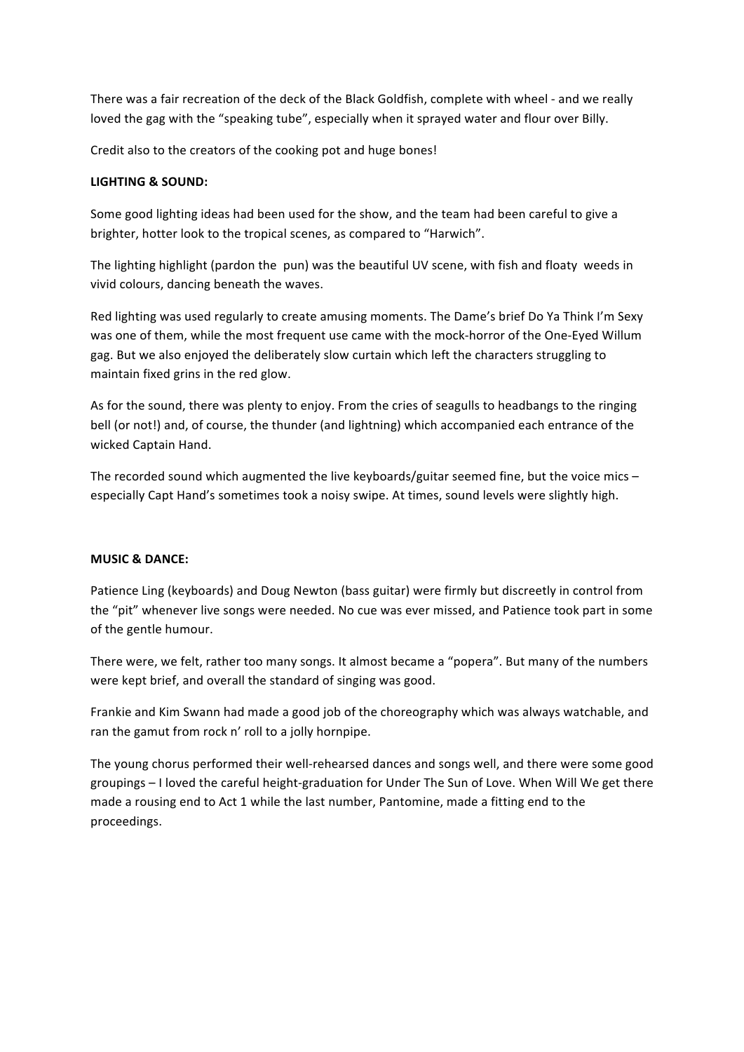There was a fair recreation of the deck of the Black Goldfish, complete with wheel - and we really loved the gag with the "speaking tube", especially when it sprayed water and flour over Billy.

Credit also to the creators of the cooking pot and huge bones!

**LIGHTING & SOUND:**

Some good lighting ideas had been used for the show, and the team had been careful to give a brighter, hotter look to the tropical scenes, as compared to "Harwich".

The lighting highlight (pardon the pun) was the beautiful UV scene, with fish and floaty weeds in vivid colours, dancing beneath the waves.

Red lighting was used regularly to create amusing moments. The Dame's brief Do Ya Think I'm Sexy was one of them, while the most frequent use came with the mock-horror of the One-Eyed Willum gag. But we also enjoyed the deliberately slow curtain which left the characters struggling to maintain fixed grins in the red glow.

As for the sound, there was plenty to enjoy. From the cries of seagulls to headbangs to the ringing bell (or not!) and, of course, the thunder (and lightning) which accompanied each entrance of the wicked Captain Hand.

The recorded sound which augmented the live keyboards/guitar seemed fine, but the voice mics – especially Capt Hand's sometimes took a noisy swipe. At times, sound levels were slightly high.

**MUSIC & DANCE:**

Patience Ling (keyboards) and Doug Newton (bass guitar) were firmly but discreetly in control from the "pit" whenever live songs were needed. No cue was ever missed, and Patience took part in some of the gentle humour.

There were, we felt, rather too many songs. It almost became a "popera". But many of the numbers were kept brief, and overall the standard of singing was good.

Frankie and Kim Swann had made a good job of the choreography which was always watchable, and ran the gamut from rock n' roll to a jolly hornpipe.

The young chorus performed their well-rehearsed dances and songs well, and there were some good groupings – I loved the careful height-graduation for Under The Sun of Love. When Will We get there made a rousing end to Act 1 while the last number, Pantomine, made a fitting end to the proceedings.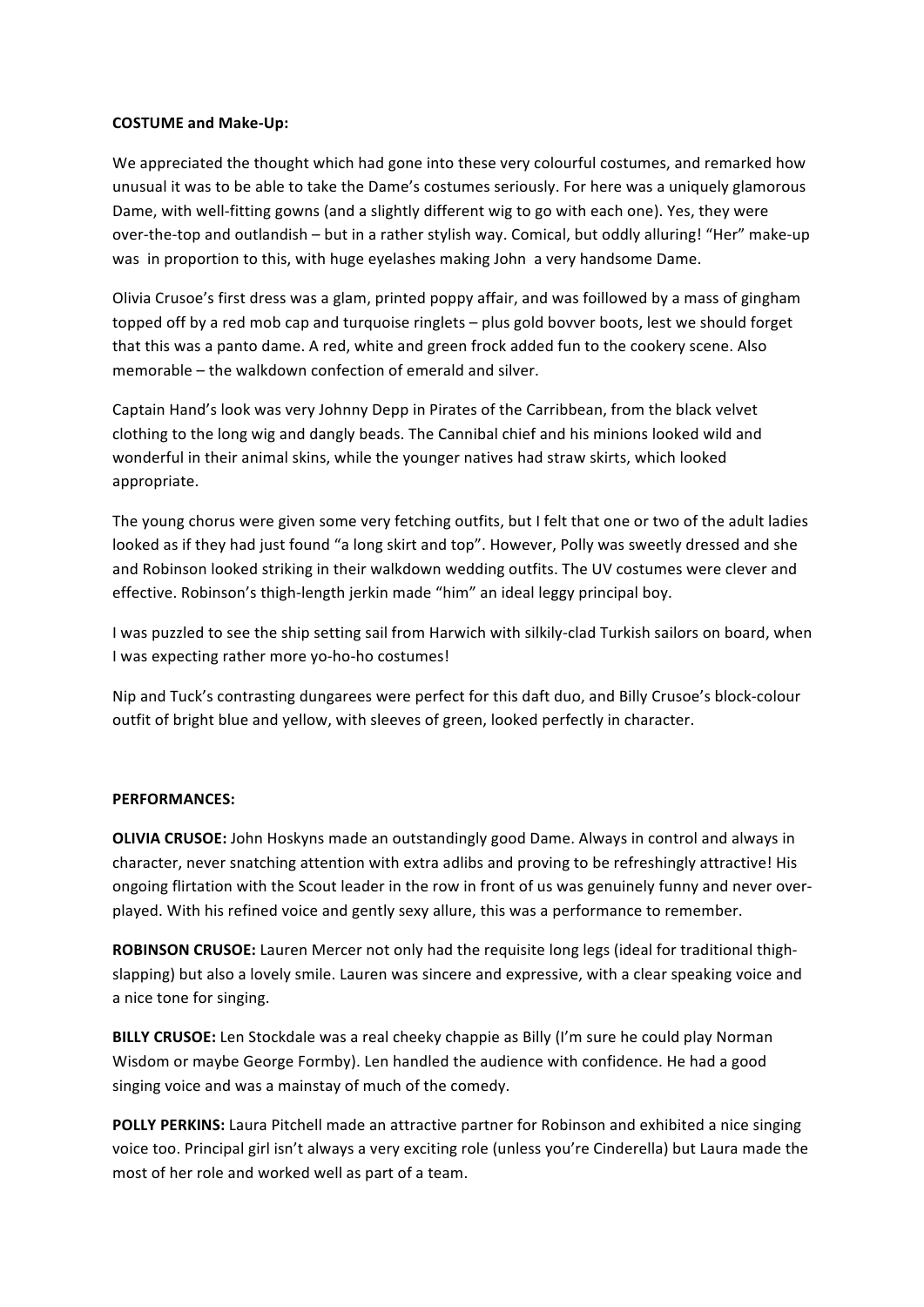**COSTUME and Make-Up:**

We appreciated the thought which had gone into these very colourful costumes, and remarked how unusual it was to be able to take the Dame's costumes seriously. For here was a uniquely glamorous Dame, with well-fitting gowns (and a slightly different wig to go with each one). Yes, they were over-the-top and outlandish – but in a rather stylish way. Comical, but oddly alluring! "Her" make-up was in proportion to this, with huge eyelashes making John a very handsome Dame.

Olivia Crusoe's first dress was a glam, printed poppy affair, and was foillowed by a mass of gingham topped off by a red mob cap and turquoise ringlets – plus gold bovver boots, lest we should forget that this was a panto dame. A red, white and green frock added fun to the cookery scene. Also memorable – the walkdown confection of emerald and silver.

Captain Hand's look was very Johnny Depp in Pirates of the Carribbean, from the black velvet clothing to the long wig and dangly beads. The Cannibal chief and his minions looked wild and wonderful in their animal skins, while the younger natives had straw skirts, which looked appropriate.

The young chorus were given some very fetching outfits, but I felt that one or two of the adult ladies looked as if they had just found "a long skirt and top". However, Polly was sweetly dressed and she and Robinson looked striking in their walkdown wedding outfits. The UV costumes were clever and effective. Robinson's thigh-length jerkin made "him" an ideal leggy principal boy.

I was puzzled to see the ship setting sail from Harwich with silkily-clad Turkish sailors on board, when I was expecting rather more yo-ho-ho costumes!

Nip and Tuck's contrasting dungarees were perfect for this daft duo, and Billy Crusoe's block-colour outfit of bright blue and yellow, with sleeves of green, looked perfectly in character.

**PERFORMANCES:**

**OLIVIA CRUSOE:** John Hoskyns made an outstandingly good Dame. Always in control and always in character, never snatching attention with extra adlibs and proving to be refreshingly attractive! His ongoing flirtation with the Scout leader in the row in front of us was genuinely funny and never over-played. With his refined voice and gently sexy allure, this was a performance to remember.

**ROBINSON CRUSOE:** Lauren Mercer not only had the requisite long legs (ideal for traditional thigh-slapping) but also a lovely smile. Lauren was sincere and expressive, with a clear speaking voice and a nice tone for singing.

**BILLY CRUSOE:** Len Stockdale was a real cheeky chappie as Billy (I'm sure he could play Norman Wisdom or maybe George Formby). Len handled the audience with confidence. He had a good singing voice and was a mainstay of much of the comedy.

**POLLY PERKINS:** Laura Pitchell made an attractive partner for Robinson and exhibited a nice singing voice too. Principal girl isn't always a very exciting role (unless you're Cinderella) but Laura made the most of her role and worked well as part of a team.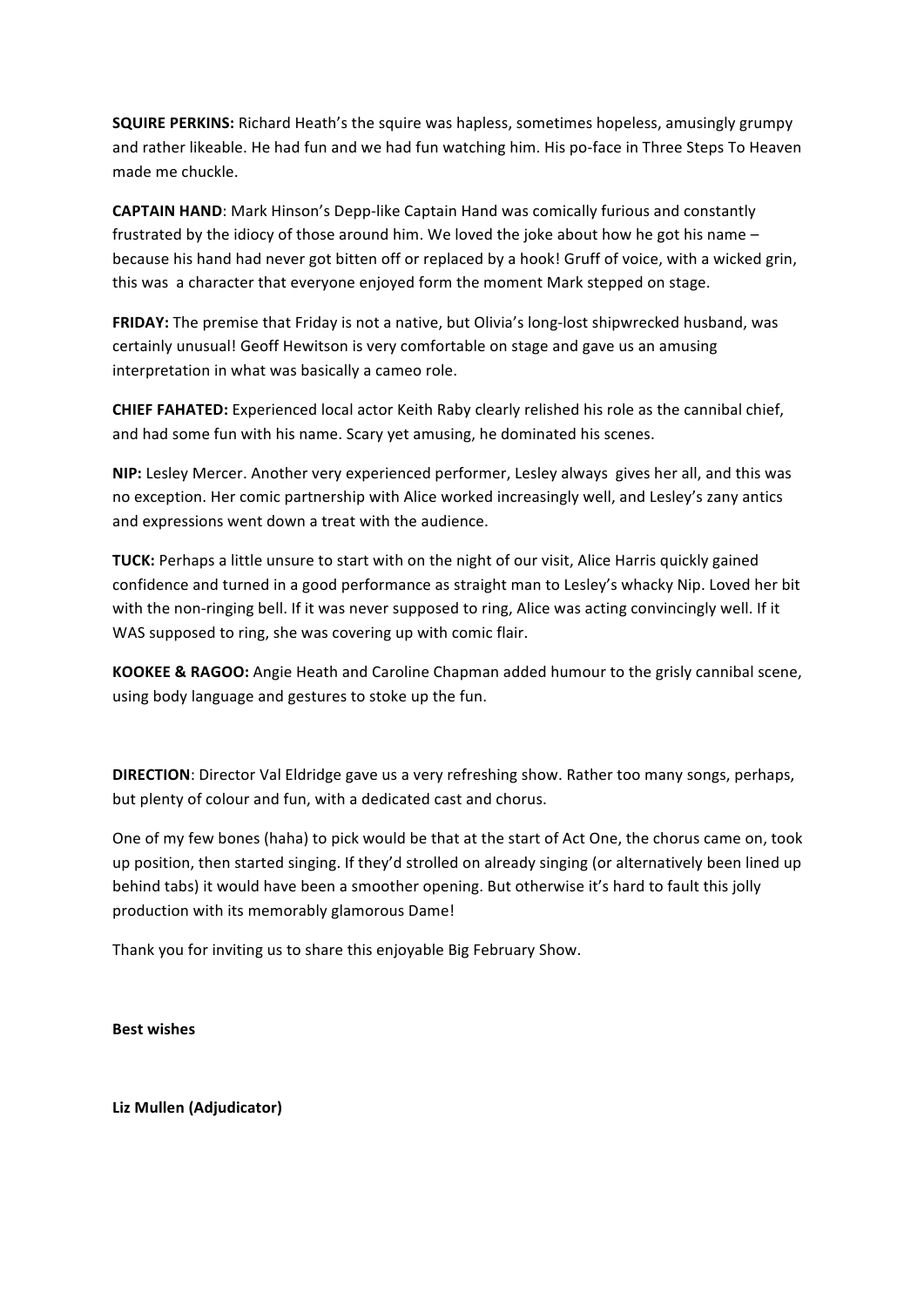**SQUIRE PERKINS:** Richard Heath's the squire was hapless, sometimes hopeless, amusingly grumpy and rather likeable. He had fun and we had fun watching him. His po-face in Three Steps To Heaven made me chuckle.

**CAPTAIN HAND**: Mark Hinson's Depp-like Captain Hand was comically furious and constantly frustrated by the idiocy of those around him. We loved the joke about how he got his name – because his hand had never got bitten off or replaced by a hook! Gruff of voice, with a wicked grin, this was a character that everyone enjoyed form the moment Mark stepped on stage.

**FRIDAY:** The premise that Friday is not a native, but Olivia's long-lost shipwrecked husband, was certainly unusual! Geoff Hewitson is very comfortable on stage and gave us an amusing interpretation in what was basically a cameo role.

**CHIEF FAHATED:** Experienced local actor Keith Raby clearly relished his role as the cannibal chief, and had some fun with his name. Scary yet amusing, he dominated his scenes.

**NIP:** Lesley Mercer. Another very experienced performer, Lesley always gives her all, and this was no exception. Her comic partnership with Alice worked increasingly well, and Lesley's zany antics and expressions went down a treat with the audience.

**TUCK:** Perhaps a little unsure to start with on the night of our visit, Alice Harris quickly gained confidence and turned in a good performance as straight man to Lesley's whacky Nip. Loved her bit with the non-ringing bell. If it was never supposed to ring, Alice was acting convincingly well. If it WAS supposed to ring, she was covering up with comic flair.

**KOOKEE & RAGOO:** Angie Heath and Caroline Chapman added humour to the grisly cannibal scene, using body language and gestures to stoke up the fun.

**DIRECTION**: Director Val Eldridge gave us a very refreshing show. Rather too many songs, perhaps, but plenty of colour and fun, with a dedicated cast and chorus.

One of my few bones (haha) to pick would be that at the start of Act One, the chorus came on, took up position, then started singing. If they'd strolled on already singing (or alternatively been lined up behind tabs) it would have been a smoother opening. But otherwise it's hard to fault this jolly production with its memorably glamorous Dame!

Thank you for inviting us to share this enjoyable Big February Show.

**Best wishes**

**Liz Mullen (Adjudicator)**